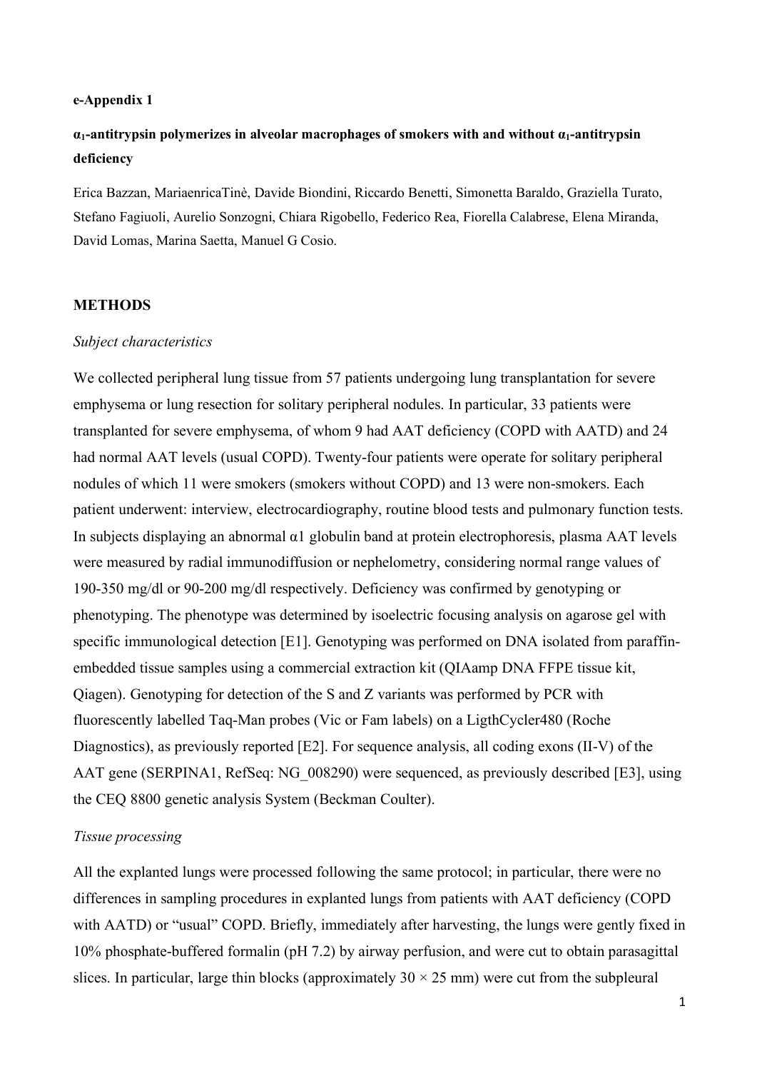**e-Appendix 1**

## $\alpha_1$-antitrypsin polymerizes in alveolar macrophages of smokers with and without $\alpha_1$-antitrypsin deficiency

Erica Bazzan, MariaenricaTinè, Davide Biondini, Riccardo Benetti, Simonetta Baraldo, Graziella Turato, Stefano Fagiuoli, Aurelio Sonzogni, Chiara Rigobello, Federico Rea, Fiorella Calabrese, Elena Miranda, David Lomas, Marina Saetta, Manuel G Cosio.

## METHODS

### *Subject characteristics*

We collected peripheral lung tissue from 57 patients undergoing lung transplantation for severe emphysema or lung resection for solitary peripheral nodules. In particular, 33 patients were transplanted for severe emphysema, of whom 9 had AAT deficiency (COPD with AATD) and 24 had normal AAT levels (usual COPD). Twenty-four patients were operate for solitary peripheral nodules of which 11 were smokers (smokers without COPD) and 13 were non-smokers. Each patient underwent: interview, electrocardiography, routine blood tests and pulmonary function tests. In subjects displaying an abnormal α1 globulin band at protein electrophoresis, plasma AAT levels were measured by radial immunodiffusion or nephelometry, considering normal range values of 190-350 mg/dl or 90-200 mg/dl respectively. Deficiency was confirmed by genotyping or phenotyping. The phenotype was determined by isoelectric focusing analysis on agarose gel with specific immunological detection [E1]. Genotyping was performed on DNA isolated from paraffin-embedded tissue samples using a commercial extraction kit (QIAamp DNA FFPE tissue kit, Qiagen). Genotyping for detection of the S and Z variants was performed by PCR with fluorescently labelled Taq-Man probes (Vic or Fam labels) on a LigthCycler480 (Roche Diagnostics), as previously reported [E2]. For sequence analysis, all coding exons (II-V) of the AAT gene (SERPINA1, RefSeq: NG_008290) were sequenced, as previously described [E3], using the CEQ 8800 genetic analysis System (Beckman Coulter).

### *Tissue processing*

All the explanted lungs were processed following the same protocol; in particular, there were no differences in sampling procedures in explanted lungs from patients with AAT deficiency (COPD with AATD) or "usual" COPD. Briefly, immediately after harvesting, the lungs were gently fixed in 10% phosphate-buffered formalin (pH 7.2) by airway perfusion, and were cut to obtain parasagittal slices. In particular, large thin blocks (approximately 30 × 25 mm) were cut from the subpleural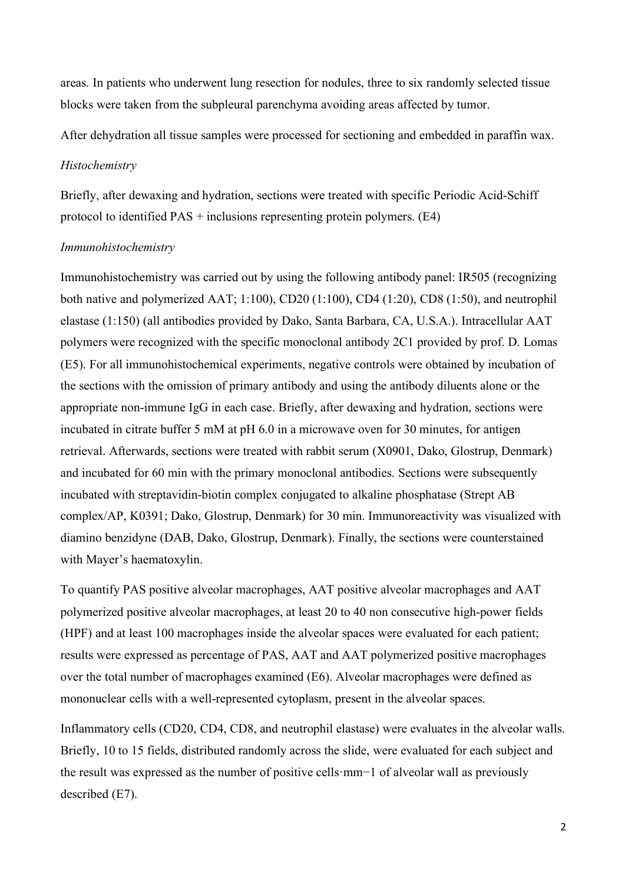areas. In patients who underwent lung resection for nodules, three to six randomly selected tissue blocks were taken from the subpleural parenchyma avoiding areas affected by tumor.

After dehydration all tissue samples were processed for sectioning and embedded in paraffin wax.

*Histochemistry*

Briefly, after dewaxing and hydration, sections were treated with specific Periodic Acid-Schiff protocol to identified PAS + inclusions representing protein polymers. (E4)

*Immunohistochemistry*

Immunohistochemistry was carried out by using the following antibody panel: IR505 (recognizing both native and polymerized AAT; 1:100), CD20 (1:100), CD4 (1:20), CD8 (1:50), and neutrophil elastase (1:150) (all antibodies provided by Dako, Santa Barbara, CA, U.S.A.). Intracellular AAT polymers were recognized with the specific monoclonal antibody 2C1 provided by prof. D. Lomas (E5). For all immunohistochemical experiments, negative controls were obtained by incubation of the sections with the omission of primary antibody and using the antibody diluents alone or the appropriate non-immune IgG in each case. Briefly, after dewaxing and hydration, sections were incubated in citrate buffer 5 mM at pH 6.0 in a microwave oven for 30 minutes, for antigen retrieval. Afterwards, sections were treated with rabbit serum (X0901, Dako, Glostrup, Denmark) and incubated for 60 min with the primary monoclonal antibodies. Sections were subsequently incubated with streptavidin-biotin complex conjugated to alkaline phosphatase (Strept AB complex/AP, K0391; Dako, Glostrup, Denmark) for 30 min. Immunoreactivity was visualized with diamino benzidyne (DAB, Dako, Glostrup, Denmark). Finally, the sections were counterstained with Mayer's haematoxylin.

To quantify PAS positive alveolar macrophages, AAT positive alveolar macrophages and AAT polymerized positive alveolar macrophages, at least 20 to 40 non consecutive high-power fields (HPF) and at least 100 macrophages inside the alveolar spaces were evaluated for each patient; results were expressed as percentage of PAS, AAT and AAT polymerized positive macrophages over the total number of macrophages examined (E6). Alveolar macrophages were defined as mononuclear cells with a well-represented cytoplasm, present in the alveolar spaces.

Inflammatory cells (CD20, CD4, CD8, and neutrophil elastase) were evaluates in the alveolar walls. Briefly, 10 to 15 fields, distributed randomly across the slide, were evaluated for each subject and the result was expressed as the number of positive cells·$mm^{-1}$ of alveolar wall as previously described (E7).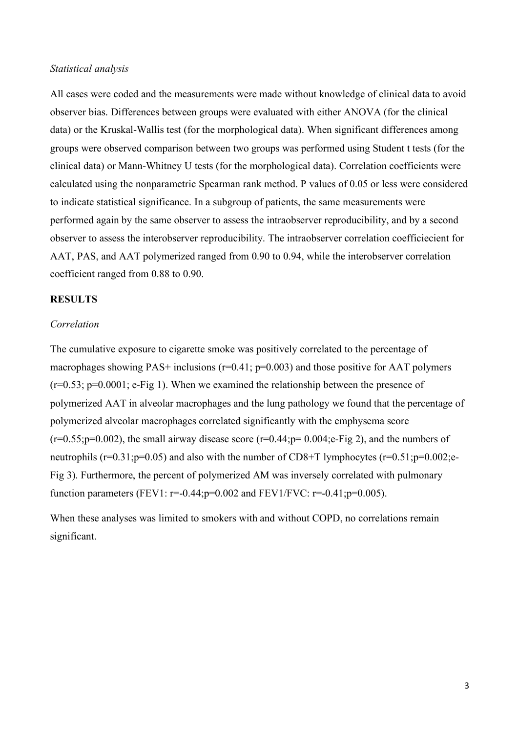*Statistical analysis*

All cases were coded and the measurements were made without knowledge of clinical data to avoid observer bias. Differences between groups were evaluated with either ANOVA (for the clinical data) or the Kruskal-Wallis test (for the morphological data). When significant differences among groups were observed comparison between two groups was performed using Student t tests (for the clinical data) or Mann-Whitney U tests (for the morphological data). Correlation coefficients were calculated using the nonparametric Spearman rank method. P values of 0.05 or less were considered to indicate statistical significance. In a subgroup of patients, the same measurements were performed again by the same observer to assess the intraobserver reproducibility, and by a second observer to assess the interobserver reproducibility. The intraobserver correlation coefficiecient for AAT, PAS, and AAT polymerized ranged from 0.90 to 0.94, while the interobserver correlation coefficient ranged from 0.88 to 0.90.

## RESULTS

*Correlation*

The cumulative exposure to cigarette smoke was positively correlated to the percentage of macrophages showing PAS+ inclusions ($r=0.41$; $p=0.003$) and those positive for AAT polymers ($r=0.53$; $p=0.0001$; e-Fig 1). When we examined the relationship between the presence of polymerized AAT in alveolar macrophages and the lung pathology we found that the percentage of polymerized alveolar macrophages correlated significantly with the emphysema score ($r=0.55$;$p=0.002$), the small airway disease score ($r=0.44$;$p= 0.004$;e-Fig 2), and the numbers of neutrophils ($r=0.31$;$p=0.05$) and also with the number of CD8+T lymphocytes ($r=0.51$;$p=0.002$;e-Fig 3). Furthermore, the percent of polymerized AM was inversely correlated with pulmonary function parameters ($FEV_1$: $r=-0.44$;$p=0.002$ and $FEV_1/FVC$: $r=-0.41$;$p=0.005$).

When these analyses was limited to smokers with and without COPD, no correlations remain significant.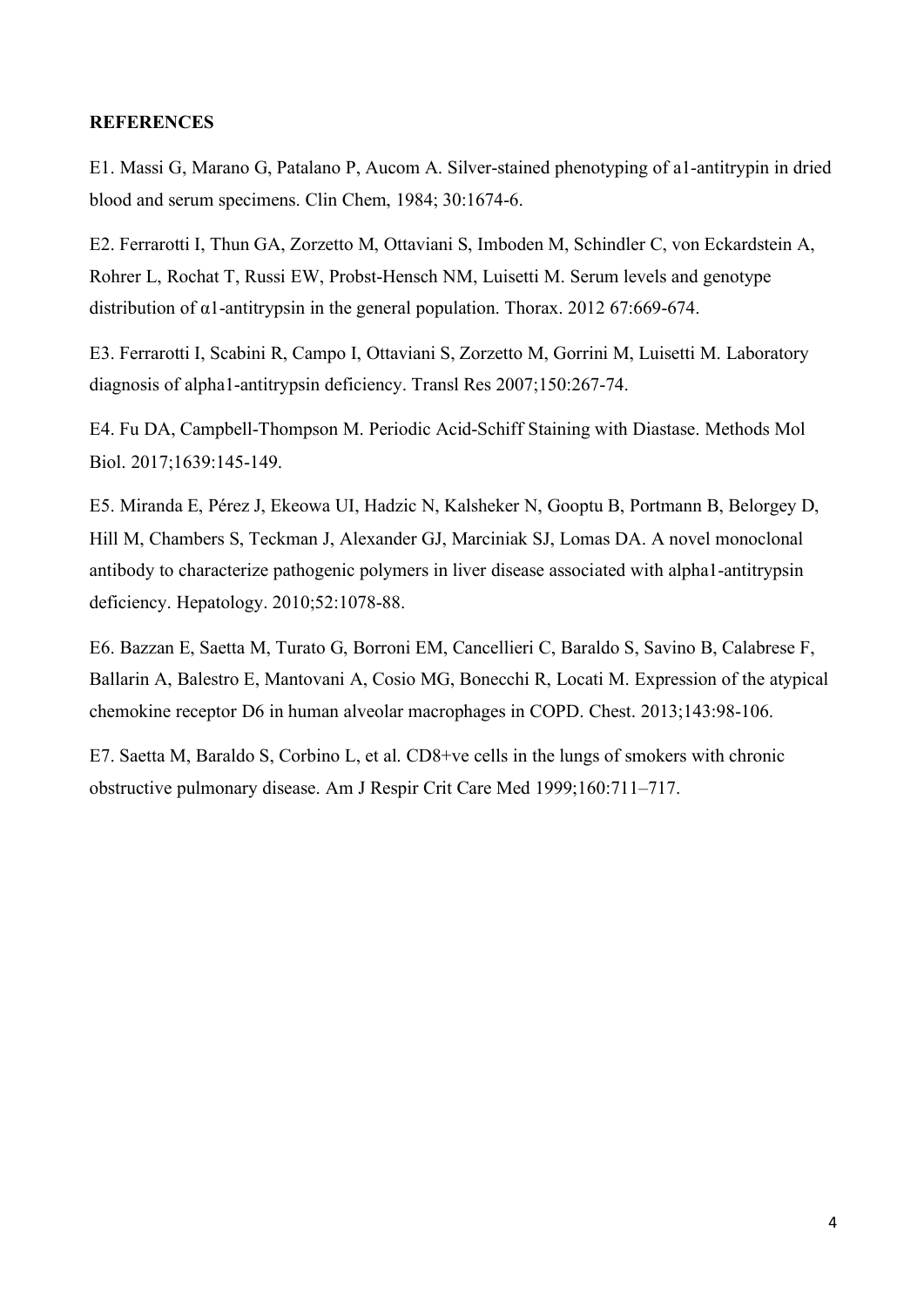**REFERENCES**

E1. Massi G, Marano G, Patalano P, Aucom A. Silver-stained phenotyping of a1-antitrypin in dried blood and serum specimens. Clin Chem, 1984; 30:1674-6.

E2. Ferrarotti I, Thun GA, Zorzetto M, Ottaviani S, Imboden M, Schindler C, von Eckardstein A, Rohrer L, Rochat T, Russi EW, Probst-Hensch NM, Luisetti M. Serum levels and genotype distribution of α1-antitrypsin in the general population. Thorax. 2012 67:669-674.

E3. Ferrarotti I, Scabini R, Campo I, Ottaviani S, Zorzetto M, Gorrini M, Luisetti M. Laboratory diagnosis of alpha1-antitrypsin deficiency. Transl Res 2007;150:267-74.

E4. Fu DA, Campbell-Thompson M. Periodic Acid-Schiff Staining with Diastase. Methods Mol Biol. 2017;1639:145-149.

E5. Miranda E, Pérez J, Ekeowa UI, Hadzic N, Kalsheker N, Gooptu B, Portmann B, Belorgey D, Hill M, Chambers S, Teckman J, Alexander GJ, Marciniak SJ, Lomas DA. A novel monoclonal antibody to characterize pathogenic polymers in liver disease associated with alpha1-antitrypsin deficiency. Hepatology. 2010;52:1078-88.

E6. Bazzan E, Saetta M, Turato G, Borroni EM, Cancellieri C, Baraldo S, Savino B, Calabrese F, Ballarin A, Balestro E, Mantovani A, Cosio MG, Bonecchi R, Locati M. Expression of the atypical chemokine receptor D6 in human alveolar macrophages in COPD. Chest. 2013;143:98-106.

E7. Saetta M, Baraldo S, Corbino L, et al. CD8+ve cells in the lungs of smokers with chronic obstructive pulmonary disease. Am J Respir Crit Care Med 1999;160:711–717.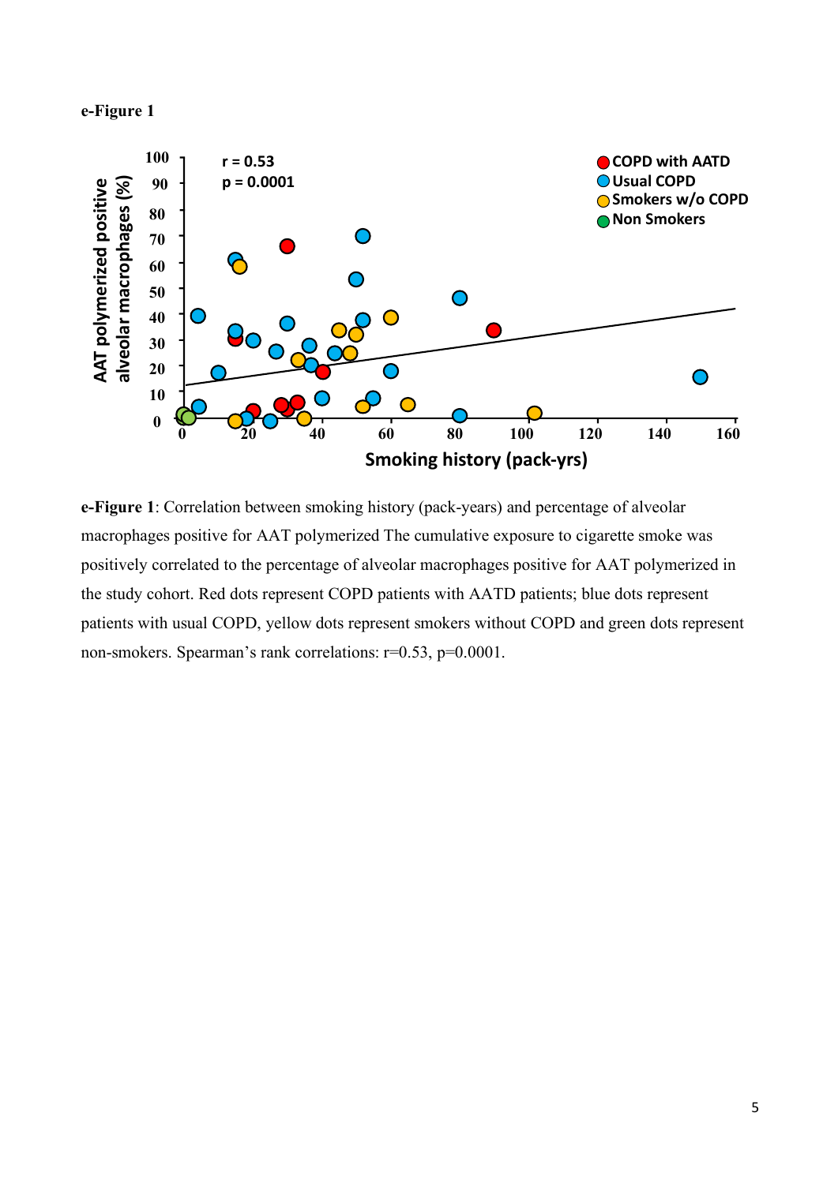**e-Figure 1**

**e-Figure 1**: Correlation between smoking history (pack-years) and percentage of alveolar macrophages positive for AAT polymerized The cumulative exposure to cigarette smoke was positively correlated to the percentage of alveolar macrophages positive for AAT polymerized in the study cohort. Red dots represent COPD patients with AATD patients; blue dots represent patients with usual COPD, yellow dots represent smokers without COPD and green dots represent non-smokers. Spearman's rank correlations: r=0.53, p=0.0001.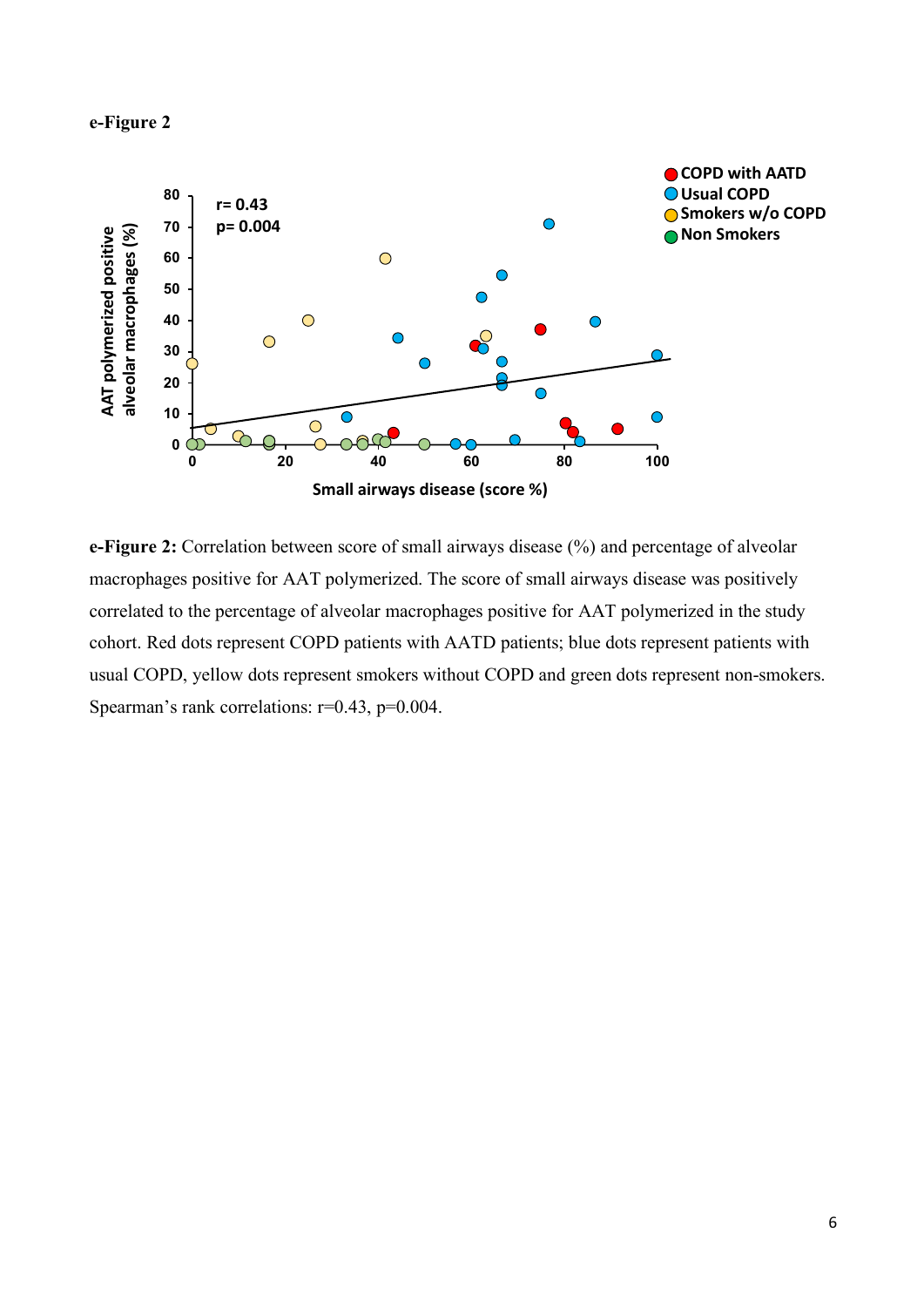**e-Figure 2**

**e-Figure 2:** Correlation between score of small airways disease (%) and percentage of alveolar macrophages positive for AAT polymerized. The score of small airways disease was positively correlated to the percentage of alveolar macrophages positive for AAT polymerized in the study cohort. Red dots represent COPD patients with AATD patients; blue dots represent patients with usual COPD, yellow dots represent smokers without COPD and green dots represent non-smokers. Spearman's rank correlations: r=0.43, p=0.004.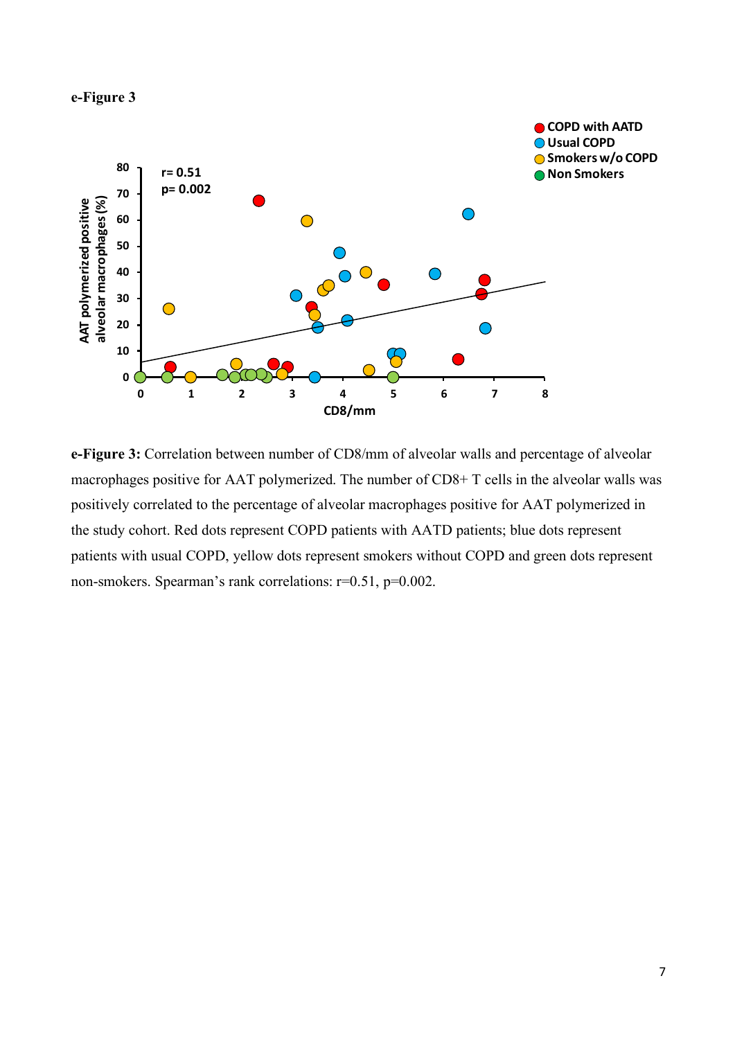**e-Figure 3**

COPD with AATD
Usual COPD
Smokers w/o COPD
Non Smokers

r= 0.51
p= 0.002

AAT polymerized positive alveolar macrophages (%)

80
70
60
50
40
30
20
10
0

0 1 2 3 4 5 6 7 8

CD8/mm

**e-Figure 3:** Correlation between number of CD8/mm of alveolar walls and percentage of alveolar macrophages positive for AAT polymerized. The number of CD8+ T cells in the alveolar walls was positively correlated to the percentage of alveolar macrophages positive for AAT polymerized in the study cohort. Red dots represent COPD patients with AATD patients; blue dots represent patients with usual COPD, yellow dots represent smokers without COPD and green dots represent non-smokers. Spearman's rank correlations: r=0.51, p=0.002.